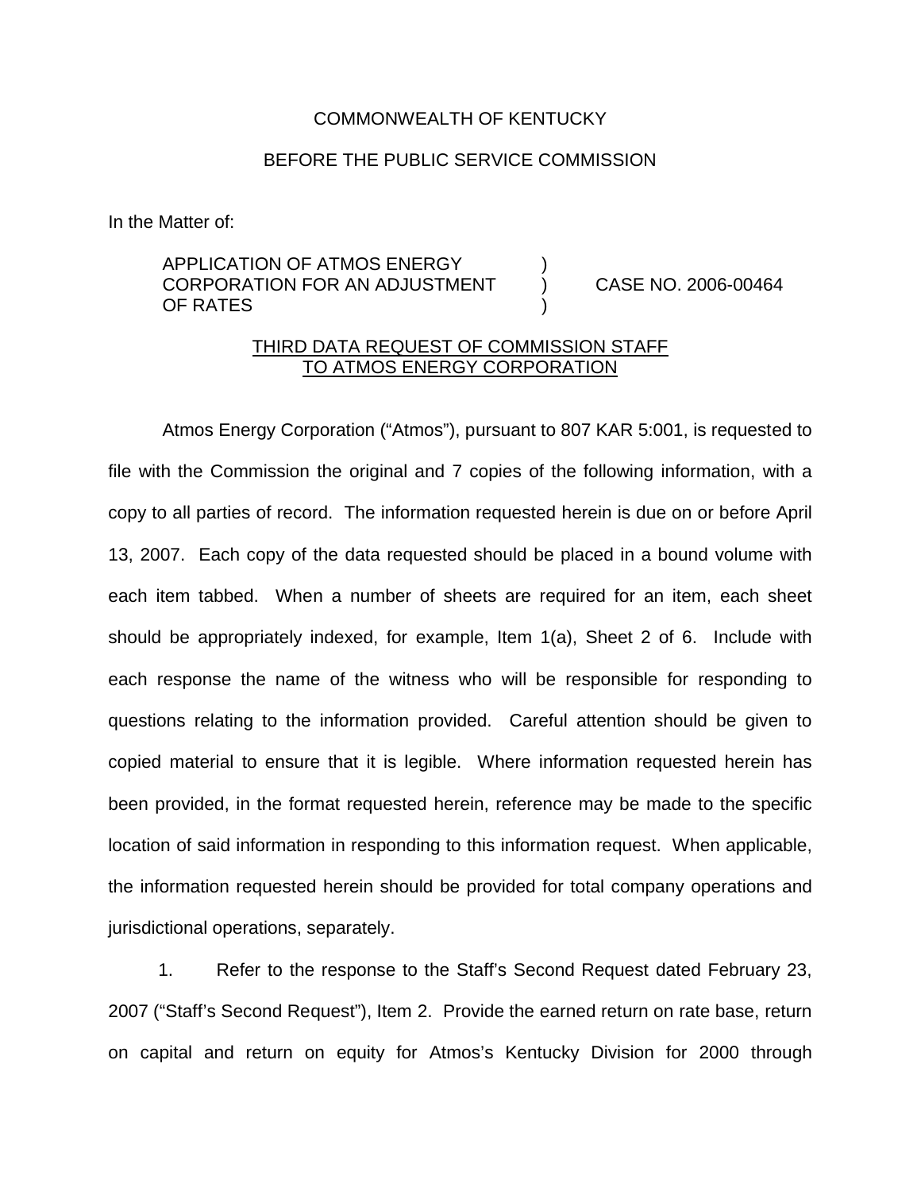COMMONWEALTH OF KENTUCKY

BEFORE THE PUBLIC SERVICE COMMISSION

In the Matter of:

APPLICATION OF ATMOS ENERGY CORPORATION FOR AN ADJUSTMENT OF RATES ) CASE NO. 2006-00464

THIRD DATA REQUEST OF COMMISSION STAFF TO ATMOS ENERGY CORPORATION

Atmos Energy Corporation ("Atmos"), pursuant to 807 KAR 5:001, is requested to file with the Commission the original and 7 copies of the following information, with a copy to all parties of record. The information requested herein is due on or before April 13, 2007. Each copy of the data requested should be placed in a bound volume with each item tabbed. When a number of sheets are required for an item, each sheet should be appropriately indexed, for example, Item 1(a), Sheet 2 of 6. Include with each response the name of the witness who will be responsible for responding to questions relating to the information provided. Careful attention should be given to copied material to ensure that it is legible. Where information requested herein has been provided, in the format requested herein, reference may be made to the specific location of said information in responding to this information request. When applicable, the information requested herein should be provided for total company operations and jurisdictional operations, separately.

1. Refer to the response to the Staff's Second Request dated February 23, 2007 ("Staff's Second Request"), Item 2. Provide the earned return on rate base, return on capital and return on equity for Atmos's Kentucky Division for 2000 through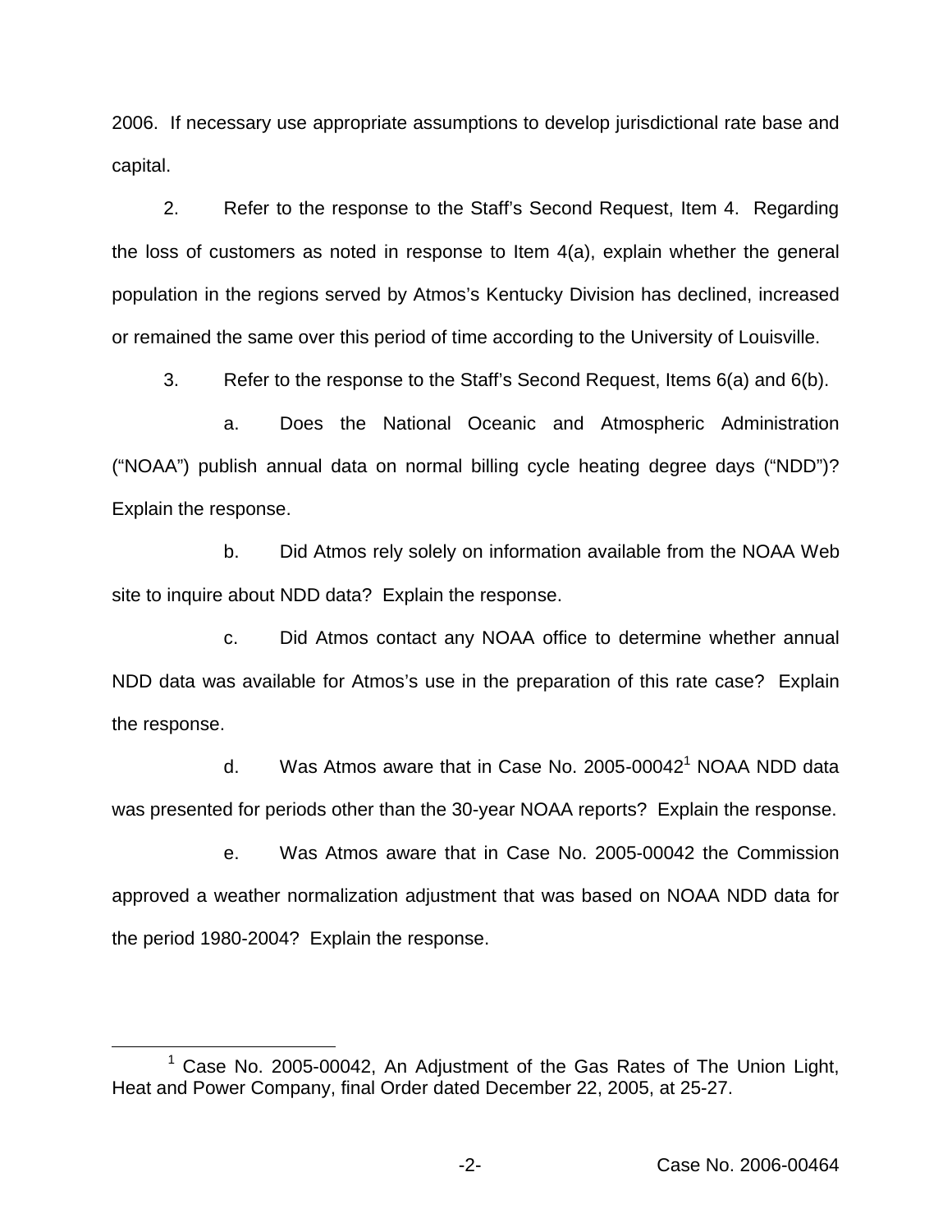2006. If necessary use appropriate assumptions to develop jurisdictional rate base and capital.

2. Refer to the response to the Staff's Second Request, Item 4. Regarding the loss of customers as noted in response to Item 4(a), explain whether the general population in the regions served by Atmos's Kentucky Division has declined, increased or remained the same over this period of time according to the University of Louisville.

3. Refer to the response to the Staff's Second Request, Items 6(a) and 6(b).

a. Does the National Oceanic and Atmospheric Administration ("NOAA") publish annual data on normal billing cycle heating degree days ("NDD")? Explain the response.

b. Did Atmos rely solely on information available from the NOAA Web site to inquire about NDD data? Explain the response.

c. Did Atmos contact any NOAA office to determine whether annual NDD data was available for Atmos's use in the preparation of this rate case? Explain the response.

d. Was Atmos aware that in Case No. 2005-00042[1] NOAA NDD data was presented for periods other than the 30-year NOAA reports? Explain the response.

e. Was Atmos aware that in Case No. 2005-00042 the Commission approved a weather normalization adjustment that was based on NOAA NDD data for the period 1980-2004? Explain the response.

[1] Case No. 2005-00042, An Adjustment of the Gas Rates of The Union Light, Heat and Power Company, final Order dated December 22, 2005, at 25-27.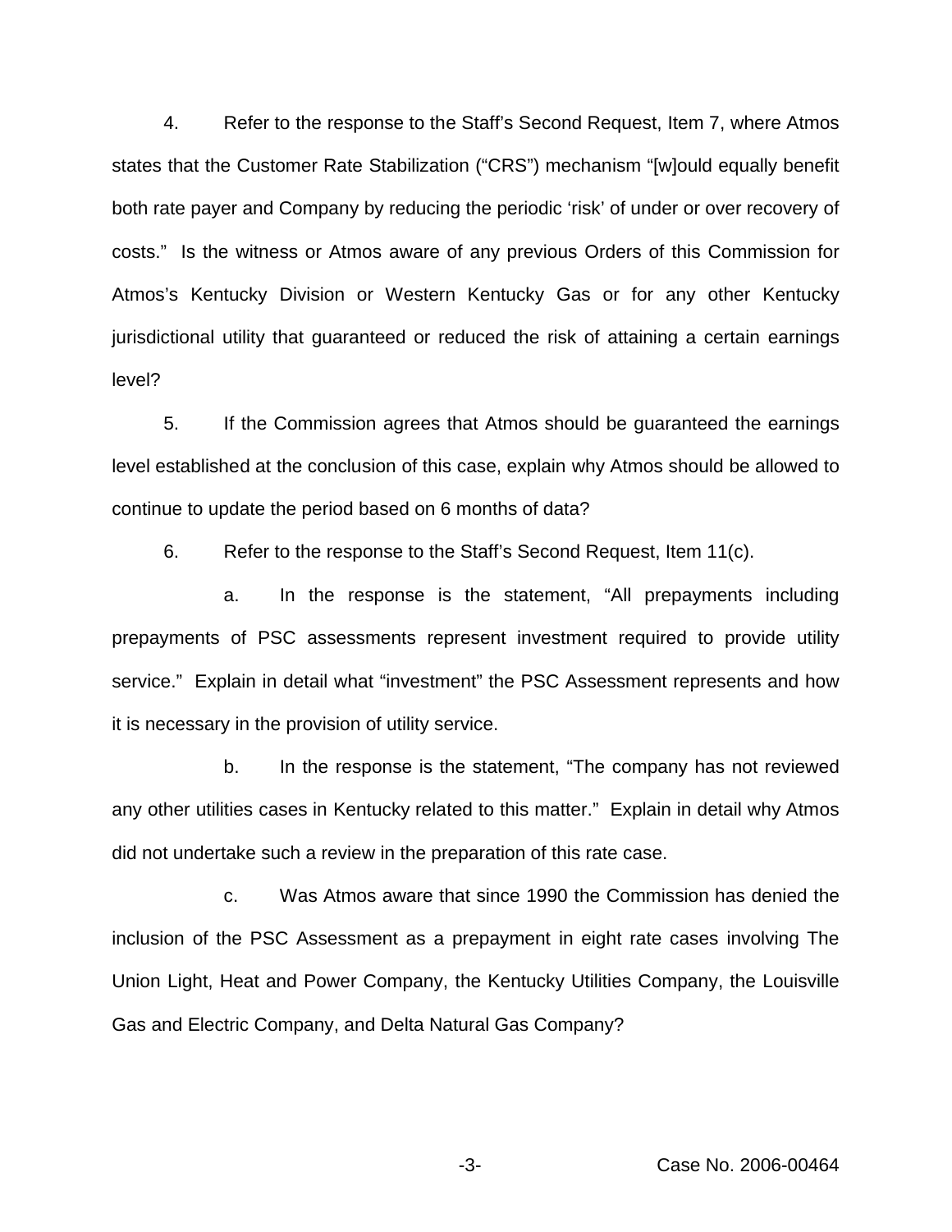4. Refer to the response to the Staff's Second Request, Item 7, where Atmos states that the Customer Rate Stabilization ("CRS") mechanism "[w]ould equally benefit both rate payer and Company by reducing the periodic 'risk' of under or over recovery of costs." Is the witness or Atmos aware of any previous Orders of this Commission for Atmos's Kentucky Division or Western Kentucky Gas or for any other Kentucky jurisdictional utility that guaranteed or reduced the risk of attaining a certain earnings level?

5. If the Commission agrees that Atmos should be guaranteed the earnings level established at the conclusion of this case, explain why Atmos should be allowed to continue to update the period based on 6 months of data?

6. Refer to the response to the Staff's Second Request, Item 11(c).

   a. In the response is the statement, "All prepayments including prepayments of PSC assessments represent investment required to provide utility service." Explain in detail what "investment" the PSC Assessment represents and how it is necessary in the provision of utility service.

   b. In the response is the statement, "The company has not reviewed any other utilities cases in Kentucky related to this matter." Explain in detail why Atmos did not undertake such a review in the preparation of this rate case.

   c. Was Atmos aware that since 1990 the Commission has denied the inclusion of the PSC Assessment as a prepayment in eight rate cases involving The Union Light, Heat and Power Company, the Kentucky Utilities Company, the Louisville Gas and Electric Company, and Delta Natural Gas Company?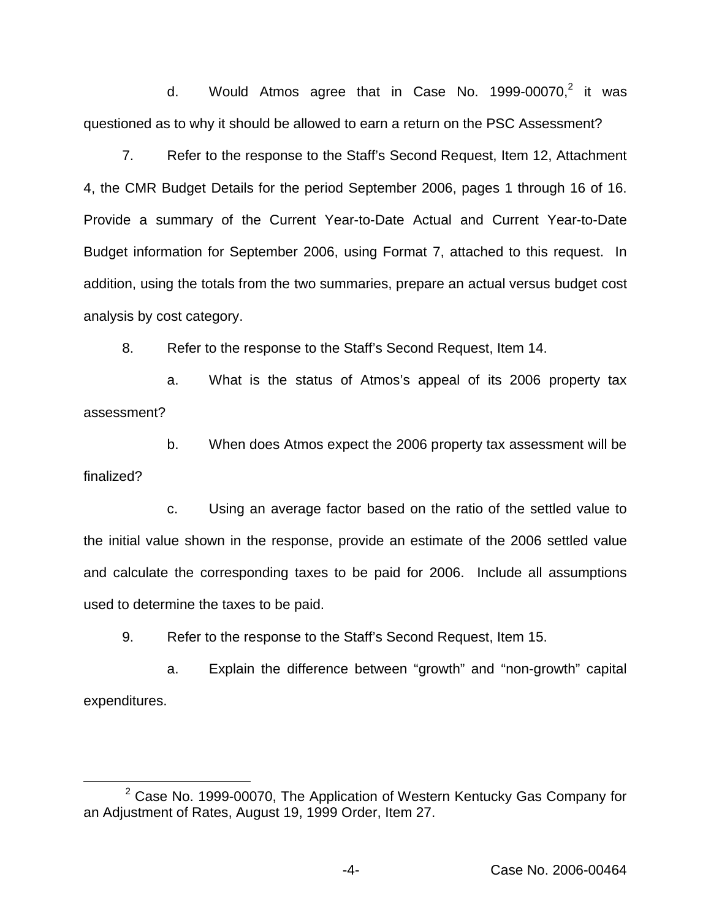d. Would Atmos agree that in Case No. 1999-00070,[2] it was questioned as to why it should be allowed to earn a return on the PSC Assessment?

7. Refer to the response to the Staff's Second Request, Item 12, Attachment 4, the CMR Budget Details for the period September 2006, pages 1 through 16 of 16. Provide a summary of the Current Year-to-Date Actual and Current Year-to-Date Budget information for September 2006, using Format 7, attached to this request. In addition, using the totals from the two summaries, prepare an actual versus budget cost analysis by cost category.

8. Refer to the response to the Staff's Second Request, Item 14.

a. What is the status of Atmos's appeal of its 2006 property tax assessment?

b. When does Atmos expect the 2006 property tax assessment will be finalized?

c. Using an average factor based on the ratio of the settled value to the initial value shown in the response, provide an estimate of the 2006 settled value and calculate the corresponding taxes to be paid for 2006. Include all assumptions used to determine the taxes to be paid.

9. Refer to the response to the Staff's Second Request, Item 15.

a. Explain the difference between "growth" and "non-growth" capital expenditures.

---

[2] Case No. 1999-00070, The Application of Western Kentucky Gas Company for an Adjustment of Rates, August 19, 1999 Order, Item 27.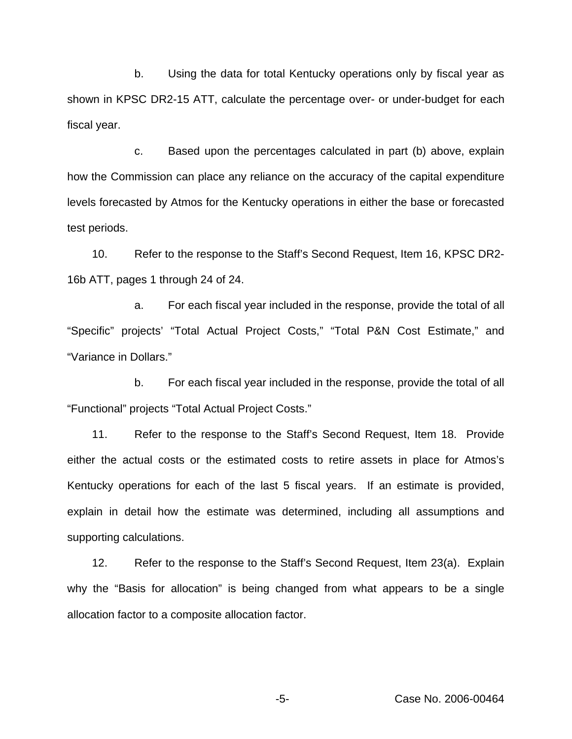b. Using the data for total Kentucky operations only by fiscal year as shown in KPSC DR2-15 ATT, calculate the percentage over- or under-budget for each fiscal year.

c. Based upon the percentages calculated in part (b) above, explain how the Commission can place any reliance on the accuracy of the capital expenditure levels forecasted by Atmos for the Kentucky operations in either the base or forecasted test periods.

10. Refer to the response to the Staff's Second Request, Item 16, KPSC DR2-16b ATT, pages 1 through 24 of 24.

a. For each fiscal year included in the response, provide the total of all "Specific" projects' "Total Actual Project Costs," "Total P&N Cost Estimate," and "Variance in Dollars."

b. For each fiscal year included in the response, provide the total of all "Functional" projects "Total Actual Project Costs."

11. Refer to the response to the Staff's Second Request, Item 18. Provide either the actual costs or the estimated costs to retire assets in place for Atmos's Kentucky operations for each of the last 5 fiscal years. If an estimate is provided, explain in detail how the estimate was determined, including all assumptions and supporting calculations.

12. Refer to the response to the Staff's Second Request, Item 23(a). Explain why the "Basis for allocation" is being changed from what appears to be a single allocation factor to a composite allocation factor.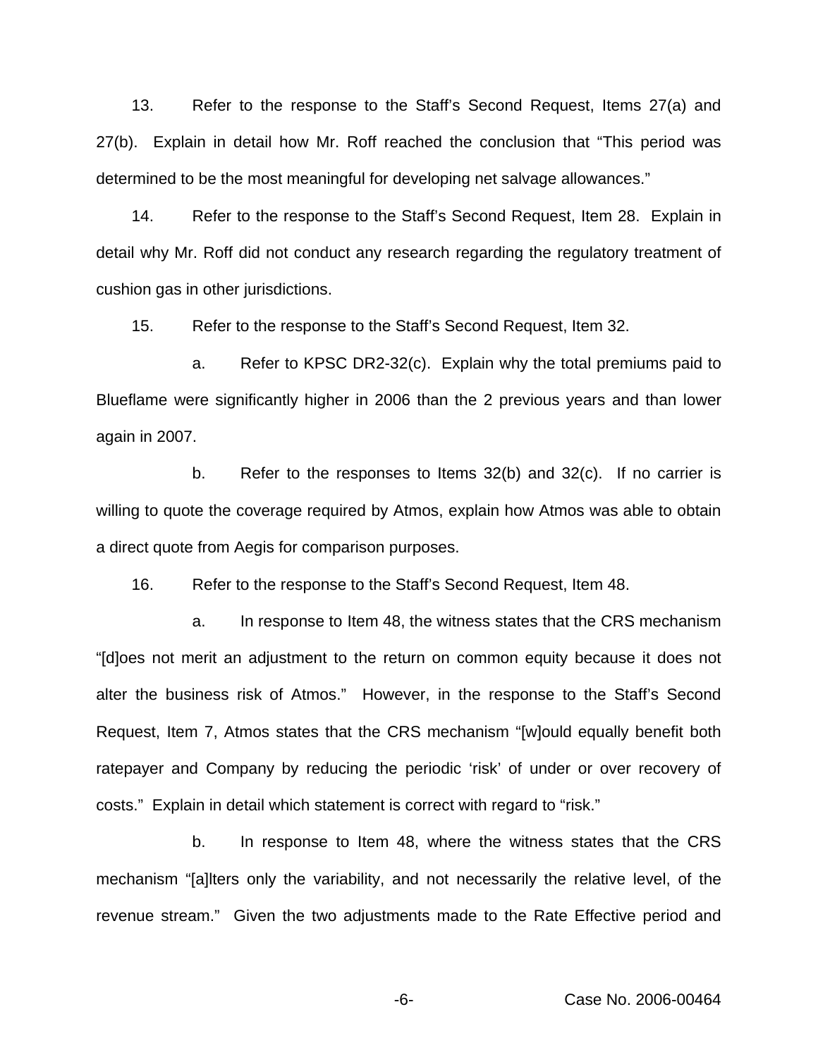13. Refer to the response to the Staff's Second Request, Items 27(a) and 27(b). Explain in detail how Mr. Roff reached the conclusion that "This period was determined to be the most meaningful for developing net salvage allowances."

14. Refer to the response to the Staff's Second Request, Item 28. Explain in detail why Mr. Roff did not conduct any research regarding the regulatory treatment of cushion gas in other jurisdictions.

15. Refer to the response to the Staff's Second Request, Item 32.

a. Refer to KPSC DR2-32(c). Explain why the total premiums paid to Blueflame were significantly higher in 2006 than the 2 previous years and than lower again in 2007.

b. Refer to the responses to Items 32(b) and 32(c). If no carrier is willing to quote the coverage required by Atmos, explain how Atmos was able to obtain a direct quote from Aegis for comparison purposes.

16. Refer to the response to the Staff's Second Request, Item 48.

a. In response to Item 48, the witness states that the CRS mechanism "[d]oes not merit an adjustment to the return on common equity because it does not alter the business risk of Atmos." However, in the response to the Staff's Second Request, Item 7, Atmos states that the CRS mechanism "[w]ould equally benefit both ratepayer and Company by reducing the periodic 'risk' of under or over recovery of costs." Explain in detail which statement is correct with regard to "risk."

b. In response to Item 48, where the witness states that the CRS mechanism "[a]lters only the variability, and not necessarily the relative level, of the revenue stream." Given the two adjustments made to the Rate Effective period and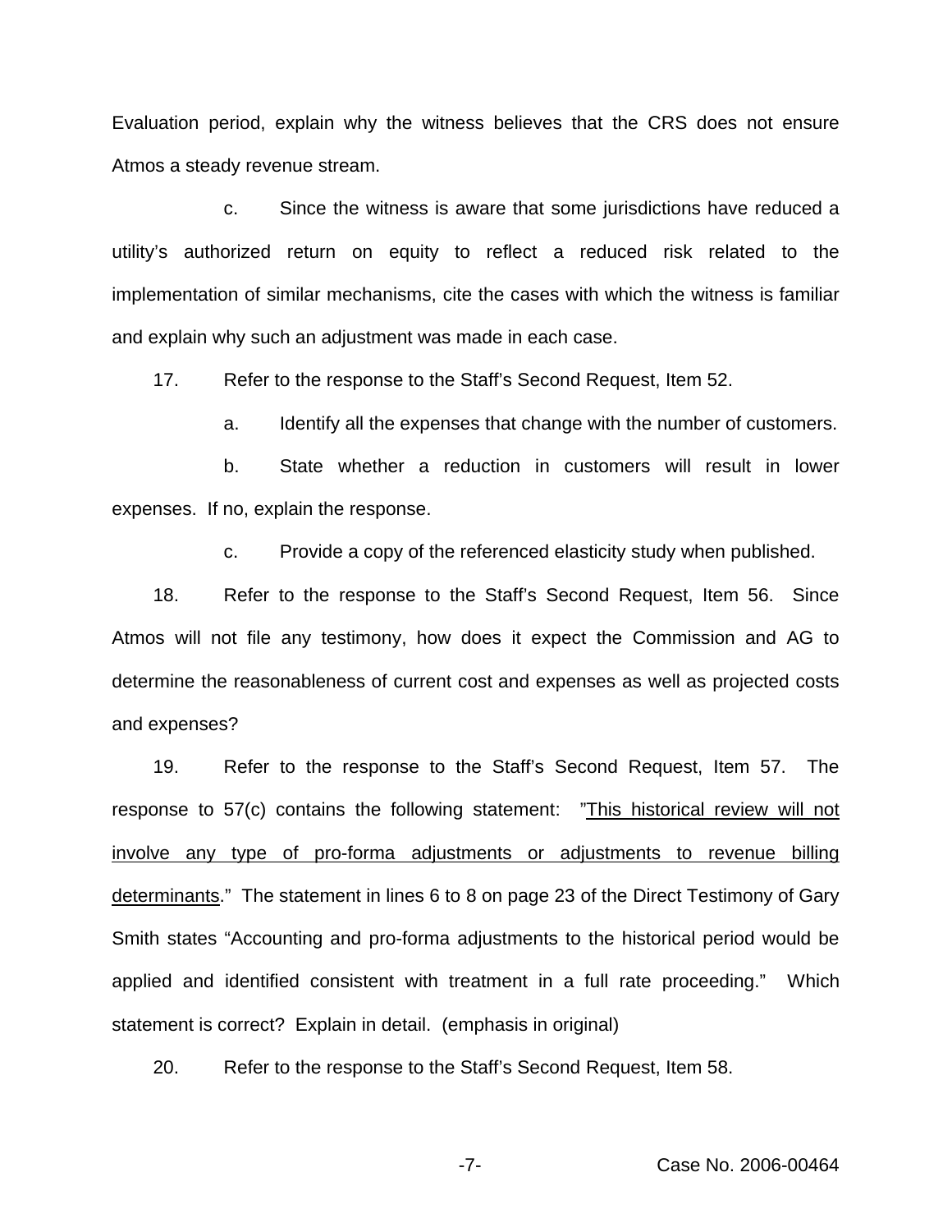Evaluation period, explain why the witness believes that the CRS does not ensure Atmos a steady revenue stream.

c. Since the witness is aware that some jurisdictions have reduced a utility's authorized return on equity to reflect a reduced risk related to the implementation of similar mechanisms, cite the cases with which the witness is familiar and explain why such an adjustment was made in each case.

17. Refer to the response to the Staff's Second Request, Item 52.

a. Identify all the expenses that change with the number of customers.

b. State whether a reduction in customers will result in lower expenses. If no, explain the response.

c. Provide a copy of the referenced elasticity study when published.

18. Refer to the response to the Staff's Second Request, Item 56. Since Atmos will not file any testimony, how does it expect the Commission and AG to determine the reasonableness of current cost and expenses as well as projected costs and expenses?

19. Refer to the response to the Staff's Second Request, Item 57. The response to 57(c) contains the following statement: "<u>This historical review will not involve any type of pro-forma adjustments or adjustments to revenue billing determinants</u>." The statement in lines 6 to 8 on page 23 of the Direct Testimony of Gary Smith states "Accounting and pro-forma adjustments to the historical period would be applied and identified consistent with treatment in a full rate proceeding." Which statement is correct? Explain in detail. (emphasis in original)

20. Refer to the response to the Staff's Second Request, Item 58.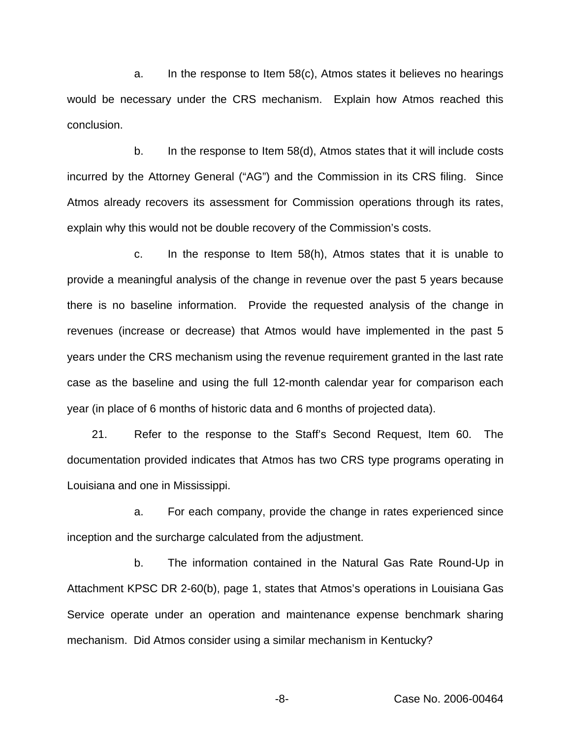a. In the response to Item 58(c), Atmos states it believes no hearings would be necessary under the CRS mechanism. Explain how Atmos reached this conclusion.

b. In the response to Item 58(d), Atmos states that it will include costs incurred by the Attorney General ("AG") and the Commission in its CRS filing. Since Atmos already recovers its assessment for Commission operations through its rates, explain why this would not be double recovery of the Commission's costs.

c. In the response to Item 58(h), Atmos states that it is unable to provide a meaningful analysis of the change in revenue over the past 5 years because there is no baseline information. Provide the requested analysis of the change in revenues (increase or decrease) that Atmos would have implemented in the past 5 years under the CRS mechanism using the revenue requirement granted in the last rate case as the baseline and using the full 12-month calendar year for comparison each year (in place of 6 months of historic data and 6 months of projected data).

21. Refer to the response to the Staff's Second Request, Item 60. The documentation provided indicates that Atmos has two CRS type programs operating in Louisiana and one in Mississippi.

a. For each company, provide the change in rates experienced since inception and the surcharge calculated from the adjustment.

b. The information contained in the Natural Gas Rate Round-Up in Attachment KPSC DR 2-60(b), page 1, states that Atmos's operations in Louisiana Gas Service operate under an operation and maintenance expense benchmark sharing mechanism. Did Atmos consider using a similar mechanism in Kentucky?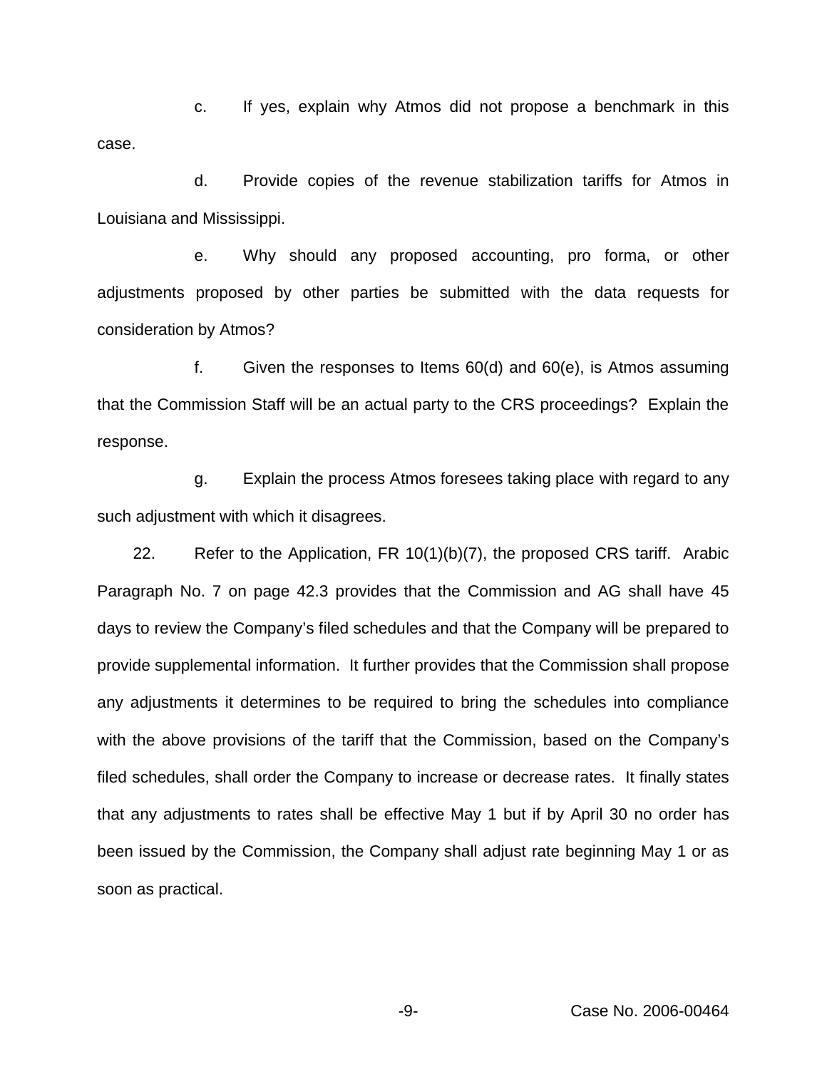c. If yes, explain why Atmos did not propose a benchmark in this case.

d. Provide copies of the revenue stabilization tariffs for Atmos in Louisiana and Mississippi.

e. Why should any proposed accounting, pro forma, or other adjustments proposed by other parties be submitted with the data requests for consideration by Atmos?

f. Given the responses to Items 60(d) and 60(e), is Atmos assuming that the Commission Staff will be an actual party to the CRS proceedings? Explain the response.

g. Explain the process Atmos foresees taking place with regard to any such adjustment with which it disagrees.

22. Refer to the Application, FR 10(1)(b)(7), the proposed CRS tariff. Arabic Paragraph No. 7 on page 42.3 provides that the Commission and AG shall have 45 days to review the Company's filed schedules and that the Company will be prepared to provide supplemental information. It further provides that the Commission shall propose any adjustments it determines to be required to bring the schedules into compliance with the above provisions of the tariff that the Commission, based on the Company's filed schedules, shall order the Company to increase or decrease rates. It finally states that any adjustments to rates shall be effective May 1 but if by April 30 no order has been issued by the Commission, the Company shall adjust rate beginning May 1 or as soon as practical.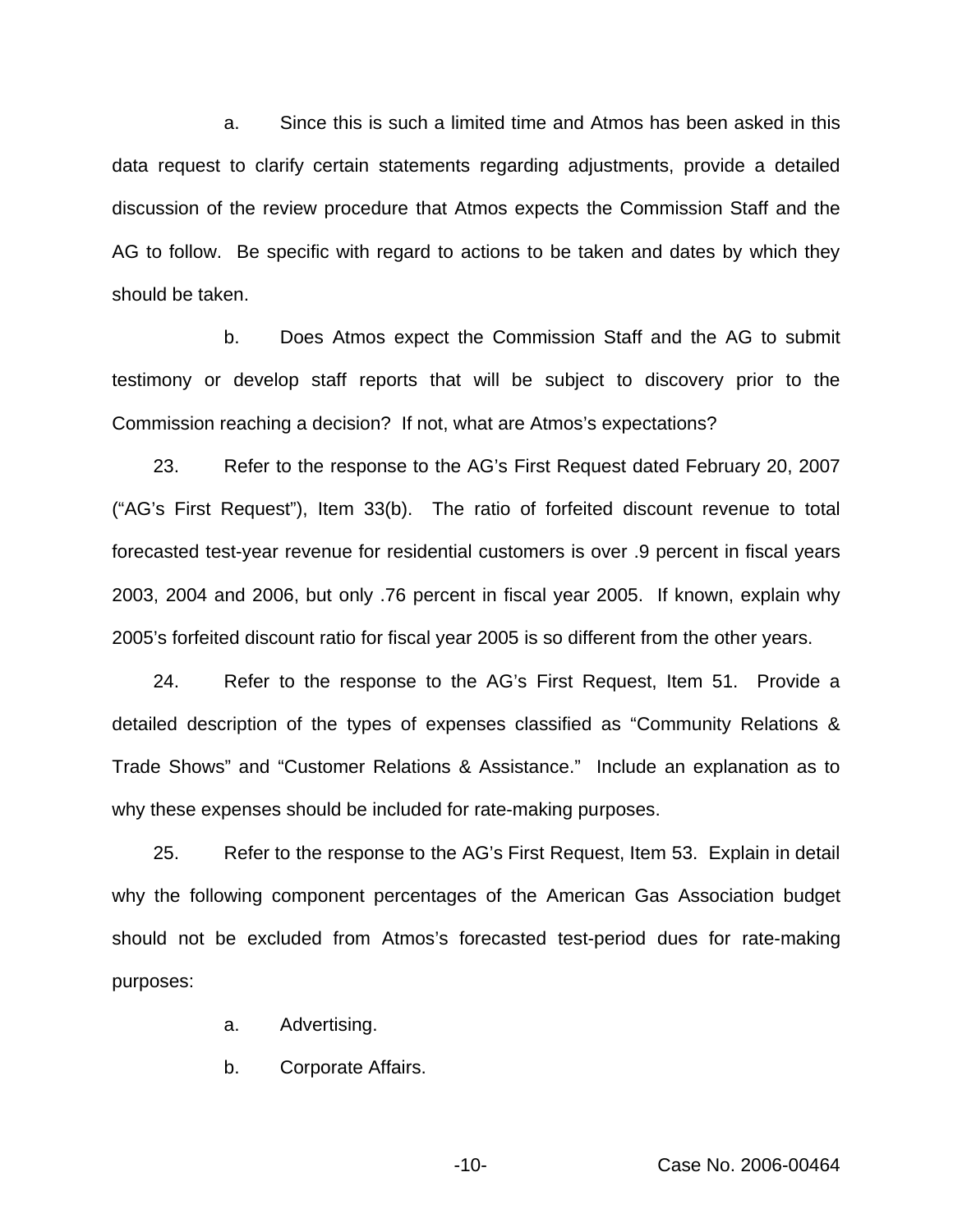a. Since this is such a limited time and Atmos has been asked in this data request to clarify certain statements regarding adjustments, provide a detailed discussion of the review procedure that Atmos expects the Commission Staff and the AG to follow. Be specific with regard to actions to be taken and dates by which they should be taken.

b. Does Atmos expect the Commission Staff and the AG to submit testimony or develop staff reports that will be subject to discovery prior to the Commission reaching a decision? If not, what are Atmos's expectations?

23. Refer to the response to the AG's First Request dated February 20, 2007 ("AG's First Request"), Item 33(b). The ratio of forfeited discount revenue to total forecasted test-year revenue for residential customers is over .9 percent in fiscal years 2003, 2004 and 2006, but only .76 percent in fiscal year 2005. If known, explain why 2005's forfeited discount ratio for fiscal year 2005 is so different from the other years.

24. Refer to the response to the AG's First Request, Item 51. Provide a detailed description of the types of expenses classified as "Community Relations & Trade Shows" and "Customer Relations & Assistance." Include an explanation as to why these expenses should be included for rate-making purposes.

25. Refer to the response to the AG's First Request, Item 53. Explain in detail why the following component percentages of the American Gas Association budget should not be excluded from Atmos's forecasted test-period dues for rate-making purposes:

a. Advertising.

b. Corporate Affairs.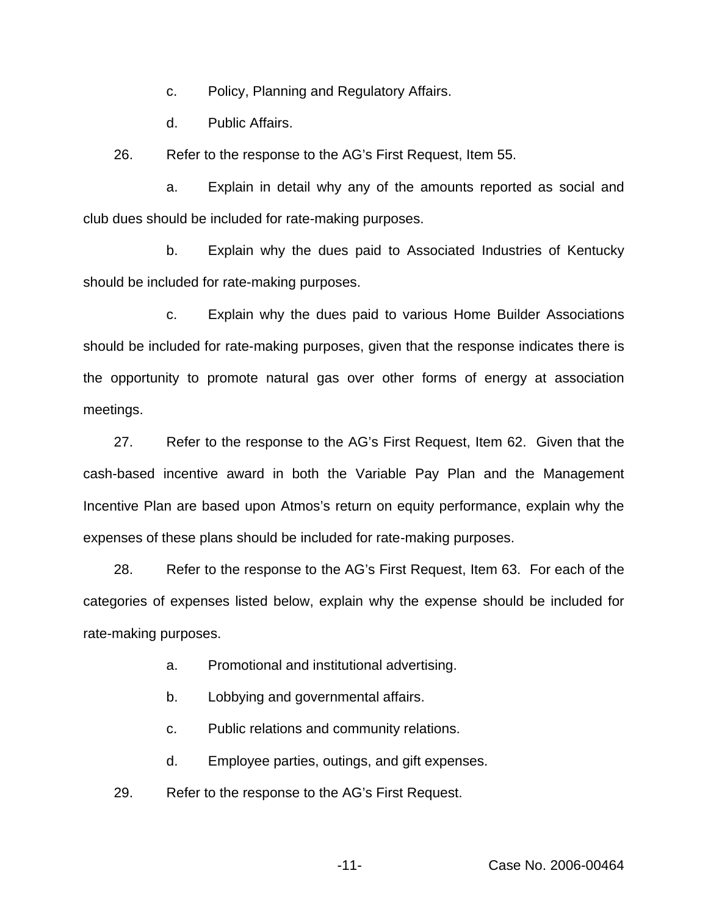c. Policy, Planning and Regulatory Affairs.

d. Public Affairs.

26. Refer to the response to the AG's First Request, Item 55.

a. Explain in detail why any of the amounts reported as social and club dues should be included for rate-making purposes.

b. Explain why the dues paid to Associated Industries of Kentucky should be included for rate-making purposes.

c. Explain why the dues paid to various Home Builder Associations should be included for rate-making purposes, given that the response indicates there is the opportunity to promote natural gas over other forms of energy at association meetings.

27. Refer to the response to the AG's First Request, Item 62. Given that the cash-based incentive award in both the Variable Pay Plan and the Management Incentive Plan are based upon Atmos's return on equity performance, explain why the expenses of these plans should be included for rate-making purposes.

28. Refer to the response to the AG's First Request, Item 63. For each of the categories of expenses listed below, explain why the expense should be included for rate-making purposes.

a. Promotional and institutional advertising.

b. Lobbying and governmental affairs.

c. Public relations and community relations.

d. Employee parties, outings, and gift expenses.

29. Refer to the response to the AG's First Request.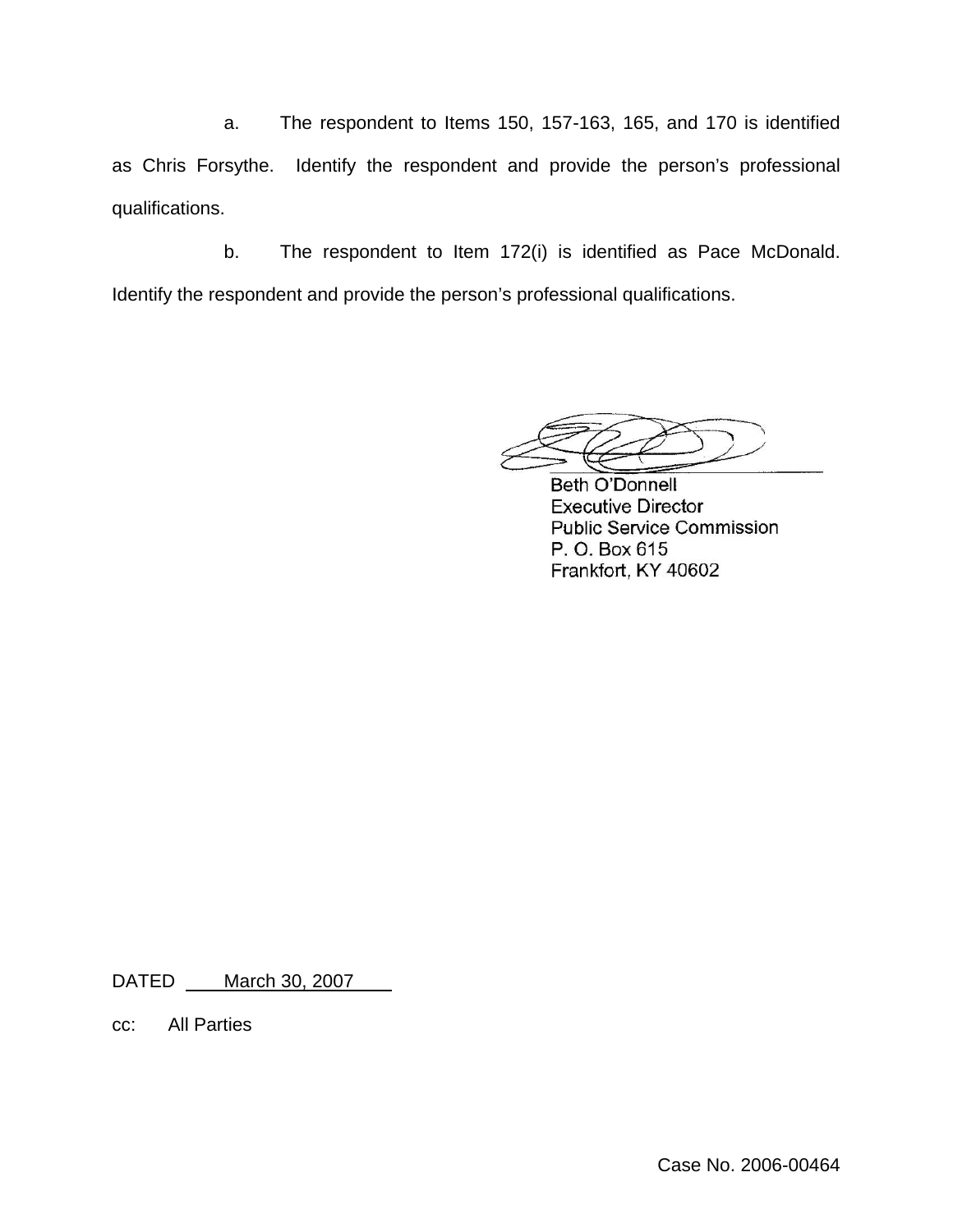a. The respondent to Items 150, 157-163, 165, and 170 is identified as Chris Forsythe. Identify the respondent and provide the person's professional qualifications.

b. The respondent to Item 172(i) is identified as Pace McDonald. Identify the respondent and provide the person's professional qualifications.

Beth O'Donnell
Executive Director
Public Service Commission
P. O. Box 615
Frankfort, KY 40602

DATED March 30, 2007

cc: All Parties

Case No. 2006-00464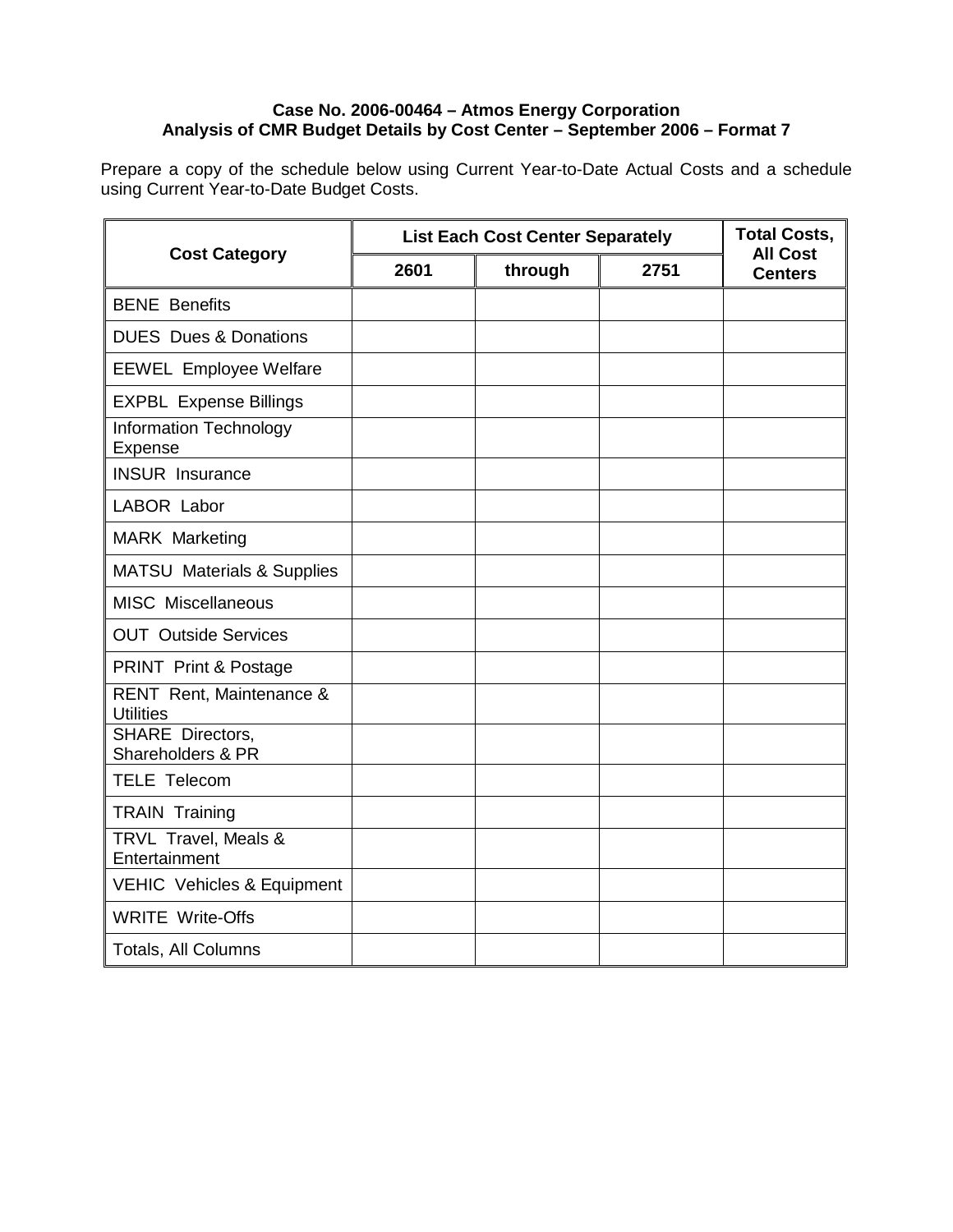**Case No. 2006-00464 – Atmos Energy Corporation**
**Analysis of CMR Budget Details by Cost Center – September 2006 – Format 7**

Prepare a copy of the schedule below using Current Year-to-Date Actual Costs and a schedule using Current Year-to-Date Budget Costs.

| Cost Category | List Each Cost Center Separately | | | Total Costs, All Cost Centers |
|---|---|---|---|---|
| | 2601 | through | 2751 | |
| BENE Benefits | | | | |
| DUES Dues & Donations | | | | |
| EEWEL Employee Welfare | | | | |
| EXPBL Expense Billings | | | | |
| Information Technology Expense | | | | |
| INSUR Insurance | | | | |
| LABOR Labor | | | | |
| MARK Marketing | | | | |
| MATSU Materials & Supplies | | | | |
| MISC Miscellaneous | | | | |
| OUT Outside Services | | | | |
| PRINT Print & Postage | | | | |
| RENT Rent, Maintenance & Utilities | | | | |
| SHARE Directors, Shareholders & PR | | | | |
| TELE Telecom | | | | |
| TRAIN Training | | | | |
| TRVL Travel, Meals & Entertainment | | | | |
| VEHIC Vehicles & Equipment | | | | |
| WRITE Write-Offs | | | | |
| Totals, All Columns | | | | |